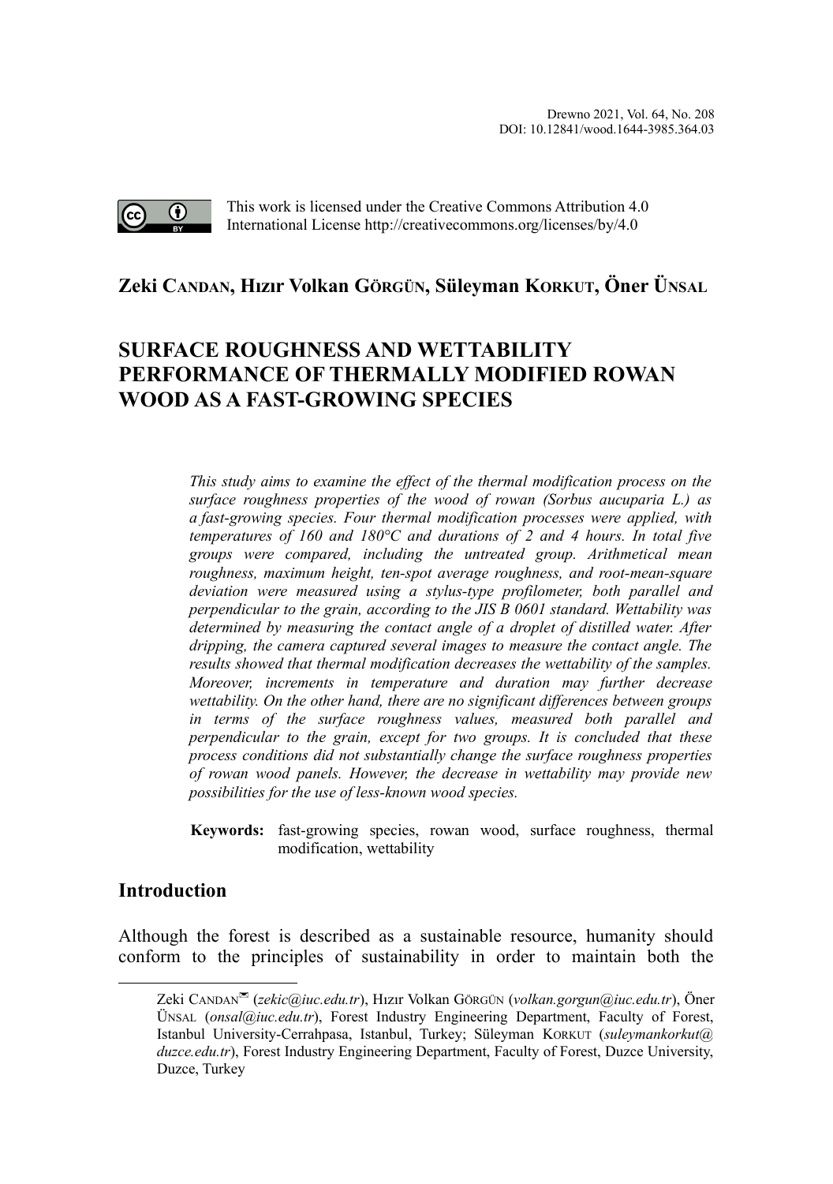Drewno 2021, Vol. 64, No. 208
DOI: 10.12841/wood.1644-3985.364.03

This work is licensed under the Creative Commons Attribution 4.0 International License http://creativecommons.org/licenses/by/4.0

**Zeki Candan, Hızır Volkan Görgün, Süleyman Korkut, Öner Ünsal**

# SURFACE ROUGHNESS AND WETTABILITY PERFORMANCE OF THERMALLY MODIFIED ROWAN WOOD AS A FAST-GROWING SPECIES

*This study aims to examine the effect of the thermal modification process on the surface roughness properties of the wood of rowan (Sorbus aucuparia L.) as a fast-growing species. Four thermal modification processes were applied, with temperatures of 160 and 180°C and durations of 2 and 4 hours. In total five groups were compared, including the untreated group. Arithmetical mean roughness, maximum height, ten-spot average roughness, and root-mean-square deviation were measured using a stylus-type profilometer, both parallel and perpendicular to the grain, according to the JIS B 0601 standard. Wettability was determined by measuring the contact angle of a droplet of distilled water. After dripping, the camera captured several images to measure the contact angle. The results showed that thermal modification decreases the wettability of the samples. Moreover, increments in temperature and duration may further decrease wettability. On the other hand, there are no significant differences between groups in terms of the surface roughness values, measured both parallel and perpendicular to the grain, except for two groups. It is concluded that these process conditions did not substantially change the surface roughness properties of rowan wood panels. However, the decrease in wettability may provide new possibilities for the use of less-known wood species.*

**Keywords:** fast-growing species, rowan wood, surface roughness, thermal modification, wettability

## Introduction

Although the forest is described as a sustainable resource, humanity should conform to the principles of sustainability in order to maintain both the

---

Zeki Candan✉ (*zekic@iuc.edu.tr*), Hızır Volkan Görgün (*volkan.gorgun@iuc.edu.tr*), Öner Ünsal (*onsal@iuc.edu.tr*), Forest Industry Engineering Department, Faculty of Forest, Istanbul University-Cerrahpasa, Istanbul, Turkey; Süleyman Korkut (*suleymankorkut@duzce.edu.tr*), Forest Industry Engineering Department, Faculty of Forest, Duzce University, Duzce, Turkey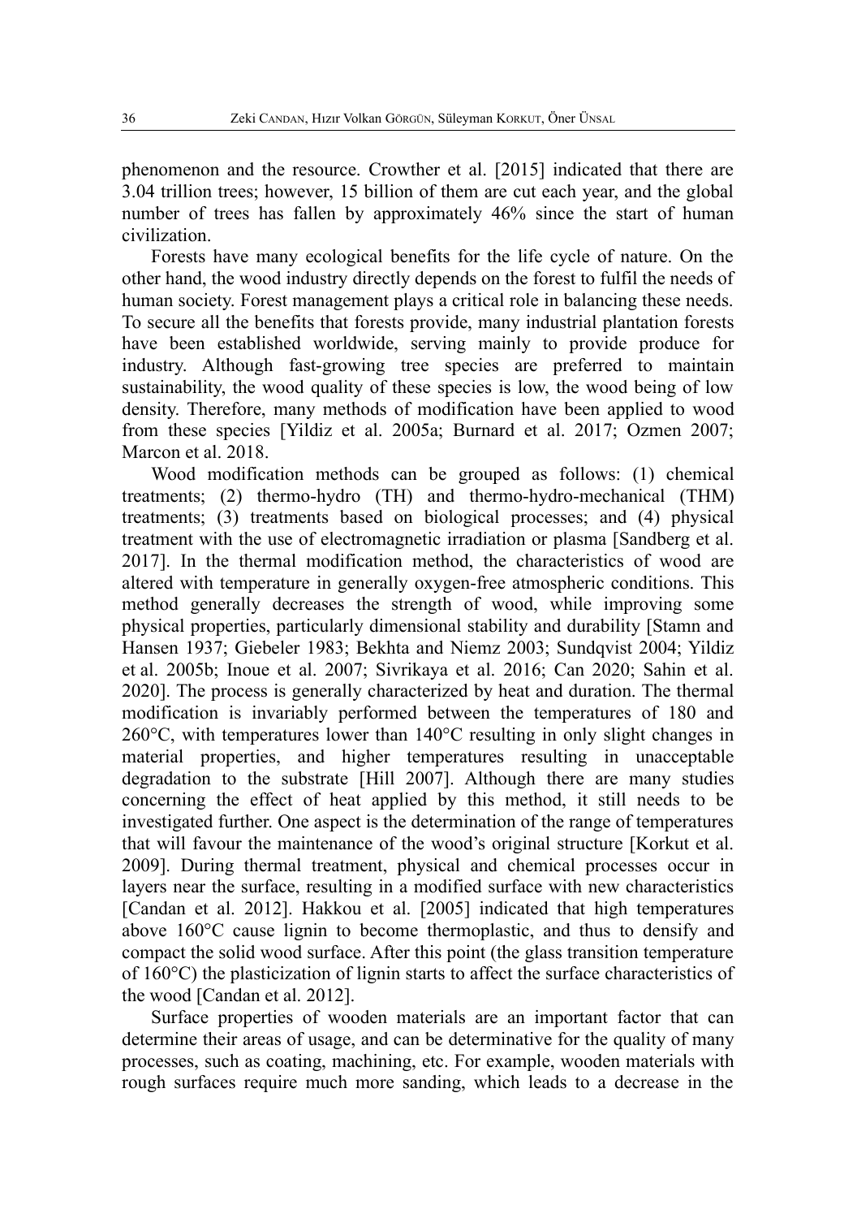phenomenon and the resource. Crowther et al. [2015] indicated that there are 3.04 trillion trees; however, 15 billion of them are cut each year, and the global number of trees has fallen by approximately 46% since the start of human civilization.

Forests have many ecological benefits for the life cycle of nature. On the other hand, the wood industry directly depends on the forest to fulfil the needs of human society. Forest management plays a critical role in balancing these needs. To secure all the benefits that forests provide, many industrial plantation forests have been established worldwide, serving mainly to provide produce for industry. Although fast-growing tree species are preferred to maintain sustainability, the wood quality of these species is low, the wood being of low density. Therefore, many methods of modification have been applied to wood from these species [Yildiz et al. 2005a; Burnard et al. 2017; Ozmen 2007; Marcon et al. 2018.

Wood modification methods can be grouped as follows: (1) chemical treatments; (2) thermo-hydro (TH) and thermo-hydro-mechanical (THM) treatments; (3) treatments based on biological processes; and (4) physical treatment with the use of electromagnetic irradiation or plasma [Sandberg et al. 2017]. In the thermal modification method, the characteristics of wood are altered with temperature in generally oxygen-free atmospheric conditions. This method generally decreases the strength of wood, while improving some physical properties, particularly dimensional stability and durability [Stamn and Hansen 1937; Giebeler 1983; Bekhta and Niemz 2003; Sundqvist 2004; Yildiz et al. 2005b; Inoue et al. 2007; Sivrikaya et al. 2016; Can 2020; Sahin et al. 2020]. The process is generally characterized by heat and duration. The thermal modification is invariably performed between the temperatures of 180 and 260°C, with temperatures lower than 140°C resulting in only slight changes in material properties, and higher temperatures resulting in unacceptable degradation to the substrate [Hill 2007]. Although there are many studies concerning the effect of heat applied by this method, it still needs to be investigated further. One aspect is the determination of the range of temperatures that will favour the maintenance of the wood's original structure [Korkut et al. 2009]. During thermal treatment, physical and chemical processes occur in layers near the surface, resulting in a modified surface with new characteristics [Candan et al. 2012]. Hakkou et al. [2005] indicated that high temperatures above 160°C cause lignin to become thermoplastic, and thus to densify and compact the solid wood surface. After this point (the glass transition temperature of 160°C) the plasticization of lignin starts to affect the surface characteristics of the wood [Candan et al. 2012].

Surface properties of wooden materials are an important factor that can determine their areas of usage, and can be determinative for the quality of many processes, such as coating, machining, etc. For example, wooden materials with rough surfaces require much more sanding, which leads to a decrease in the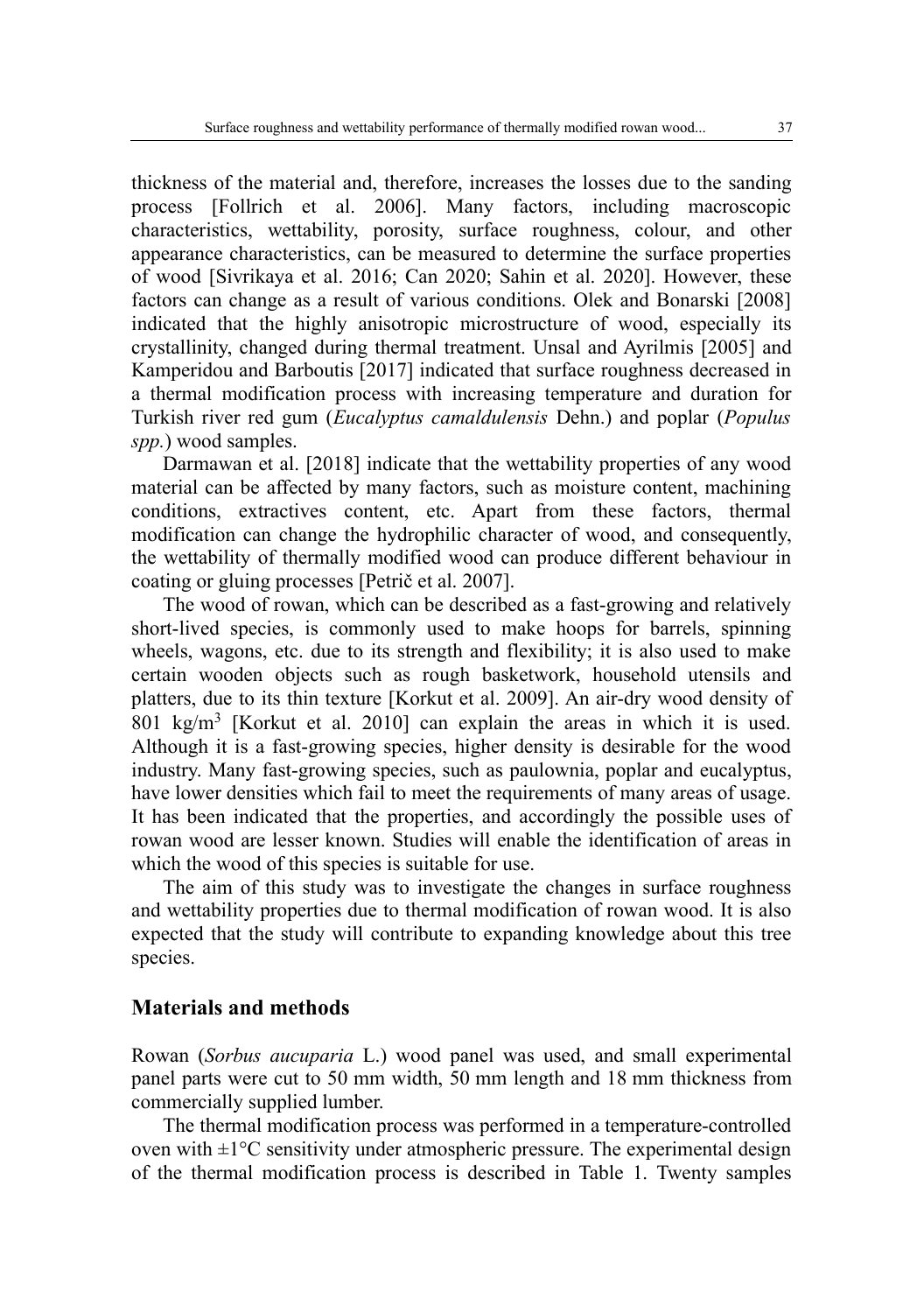thickness of the material and, therefore, increases the losses due to the sanding process [Follrich et al. 2006]. Many factors, including macroscopic characteristics, wettability, porosity, surface roughness, colour, and other appearance characteristics, can be measured to determine the surface properties of wood [Sivrikaya et al. 2016; Can 2020; Sahin et al. 2020]. However, these factors can change as a result of various conditions. Olek and Bonarski [2008] indicated that the highly anisotropic microstructure of wood, especially its crystallinity, changed during thermal treatment. Unsal and Ayrilmis [2005] and Kamperidou and Barboutis [2017] indicated that surface roughness decreased in a thermal modification process with increasing temperature and duration for Turkish river red gum (*Eucalyptus camaldulensis* Dehn.) and poplar (*Populus spp.*) wood samples.

Darmawan et al. [2018] indicate that the wettability properties of any wood material can be affected by many factors, such as moisture content, machining conditions, extractives content, etc. Apart from these factors, thermal modification can change the hydrophilic character of wood, and consequently, the wettability of thermally modified wood can produce different behaviour in coating or gluing processes [Petrič et al. 2007].

The wood of rowan, which can be described as a fast-growing and relatively short-lived species, is commonly used to make hoops for barrels, spinning wheels, wagons, etc. due to its strength and flexibility; it is also used to make certain wooden objects such as rough basketwork, household utensils and platters, due to its thin texture [Korkut et al. 2009]. An air-dry wood density of 801 kg/m$^3$ [Korkut et al. 2010] can explain the areas in which it is used. Although it is a fast-growing species, higher density is desirable for the wood industry. Many fast-growing species, such as paulownia, poplar and eucalyptus, have lower densities which fail to meet the requirements of many areas of usage. It has been indicated that the properties, and accordingly the possible uses of rowan wood are lesser known. Studies will enable the identification of areas in which the wood of this species is suitable for use.

The aim of this study was to investigate the changes in surface roughness and wettability properties due to thermal modification of rowan wood. It is also expected that the study will contribute to expanding knowledge about this tree species.

## Materials and methods

Rowan (*Sorbus aucuparia* L.) wood panel was used, and small experimental panel parts were cut to 50 mm width, 50 mm length and 18 mm thickness from commercially supplied lumber.

The thermal modification process was performed in a temperature-controlled oven with ±1°C sensitivity under atmospheric pressure. The experimental design of the thermal modification process is described in Table 1. Twenty samples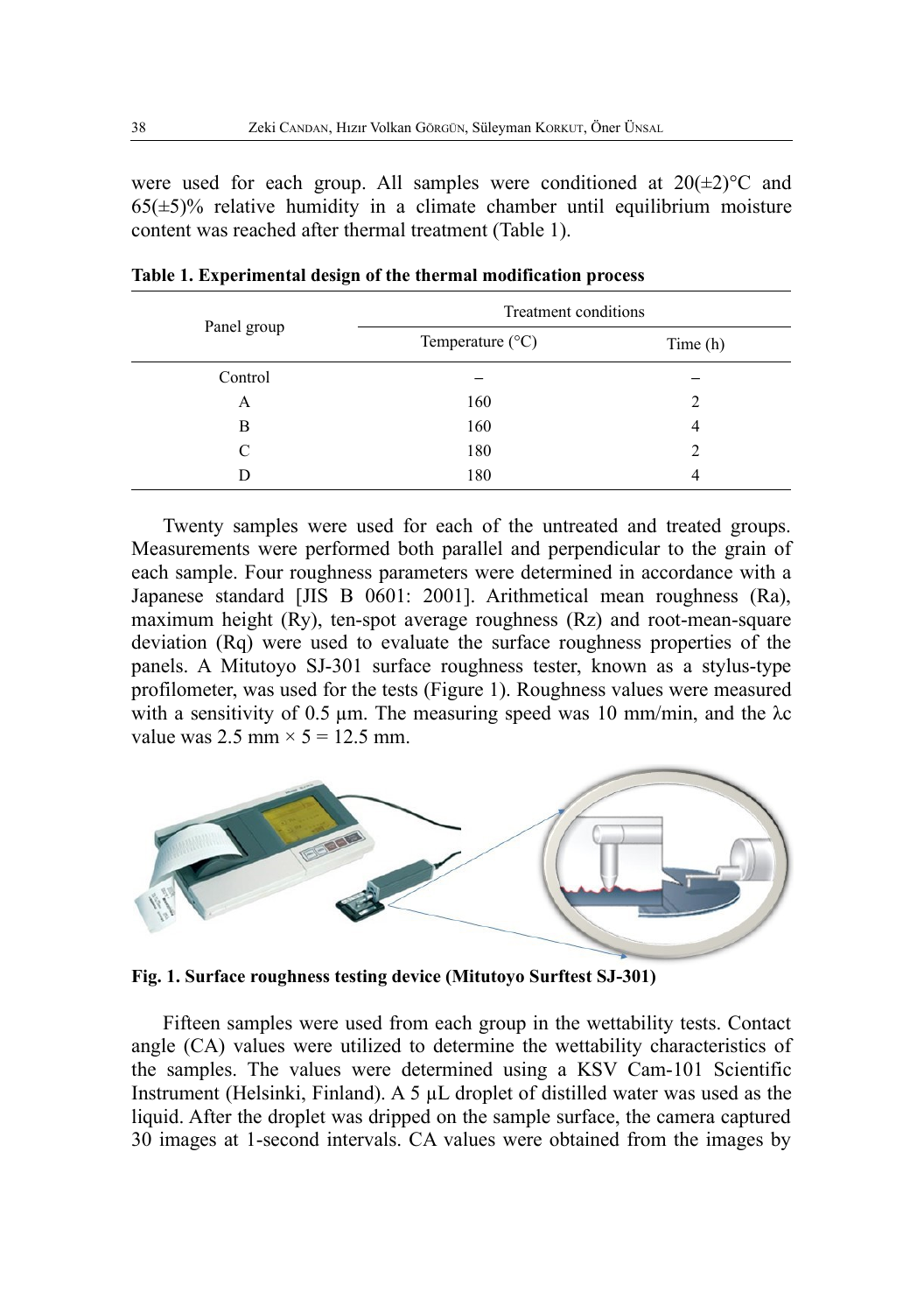were used for each group. All samples were conditioned at 20(±2)°C and 65(±5)% relative humidity in a climate chamber until equilibrium moisture content was reached after thermal treatment (Table 1).

**Table 1. Experimental design of the thermal modification process**

| Panel group | Treatment conditions | |
|---|---|---|
| | Temperature (°C) | Time (h) |
| Control | – | – |
| A | 160 | 2 |
| B | 160 | 4 |
| C | 180 | 2 |
| D | 180 | 4 |

Twenty samples were used for each of the untreated and treated groups. Measurements were performed both parallel and perpendicular to the grain of each sample. Four roughness parameters were determined in accordance with a Japanese standard [JIS B 0601: 2001]. Arithmetical mean roughness (Ra), maximum height (Ry), ten-spot average roughness (Rz) and root-mean-square deviation (Rq) were used to evaluate the surface roughness properties of the panels. A Mitutoyo SJ-301 surface roughness tester, known as a stylus-type profilometer, was used for the tests (Figure 1). Roughness values were measured with a sensitivity of 0.5 μm. The measuring speed was 10 mm/min, and the $\lambda c$ value was 2.5 mm × 5 = 12.5 mm.

**Fig. 1. Surface roughness testing device (Mitutoyo Surftest SJ-301)**

Fifteen samples were used from each group in the wettability tests. Contact angle (CA) values were utilized to determine the wettability characteristics of the samples. The values were determined using a KSV Cam-101 Scientific Instrument (Helsinki, Finland). A 5 μL droplet of distilled water was used as the liquid. After the droplet was dripped on the sample surface, the camera captured 30 images at 1-second intervals. CA values were obtained from the images by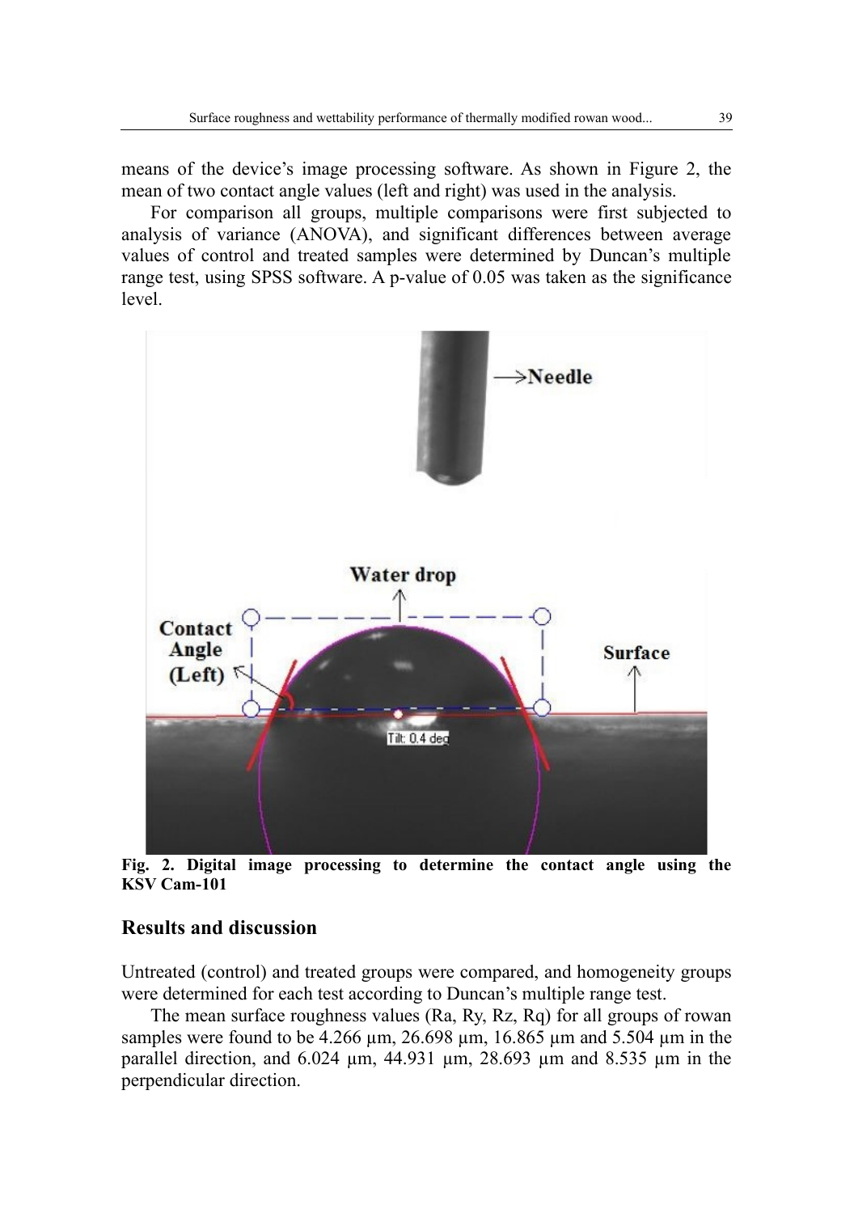means of the device's image processing software. As shown in Figure 2, the mean of two contact angle values (left and right) was used in the analysis.

For comparison all groups, multiple comparisons were first subjected to analysis of variance (ANOVA), and significant differences between average values of control and treated samples were determined by Duncan's multiple range test, using SPSS software. A p-value of 0.05 was taken as the significance level.

**Fig. 2. Digital image processing to determine the contact angle using the KSV Cam-101**

## Results and discussion

Untreated (control) and treated groups were compared, and homogeneity groups were determined for each test according to Duncan's multiple range test.

The mean surface roughness values (Ra, Ry, Rz, Rq) for all groups of rowan samples were found to be 4.266 µm, 26.698 µm, 16.865 µm and 5.504 µm in the parallel direction, and 6.024 µm, 44.931 µm, 28.693 µm and 8.535 µm in the perpendicular direction.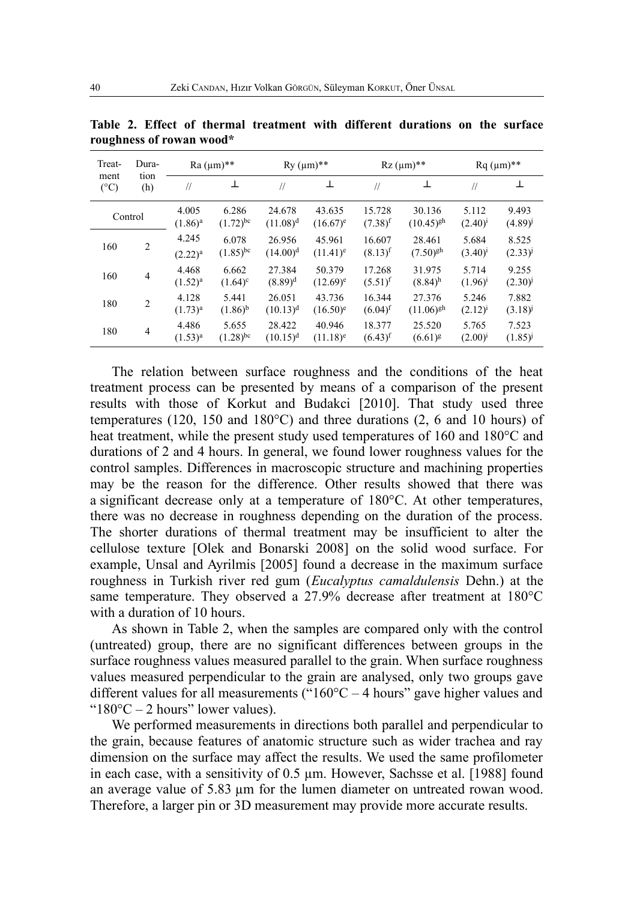**Table 2. Effect of thermal treatment with different durations on the surface roughness of rowan wood***

| Treatment (°C) | Duration (h) | Ra (μm)** | | Ry (μm)** | | Rz (μm)** | | Rq (μm)** | |
|---|---|---|---|---|---|---|---|---|---|
| | | // | ⊥ | // | ⊥ | // | ⊥ | // | ⊥ |
| Control | | 4.005 $(1.86)^{a}$ | 6.286 $(1.72)^{bc}$ | 24.678 $(11.08)^{d}$ | 43.635 $(16.67)^{e}$ | 15.728 $(7.38)^{f}$ | 30.136 $(10.45)^{gh}$ | 5.112 $(2.40)^{i}$ | 9.493 $(4.89)^{j}$ |
| 160 | 2 | 4.245 $(2.22)^{a}$ | 6.078 $(1.85)^{bc}$ | 26.956 $(14.00)^{d}$ | 45.961 $(11.41)^{e}$ | 16.607 $(8.13)^{f}$ | 28.461 $(7.50)^{gh}$ | 5.684 $(3.40)^{i}$ | 8.525 $(2.33)^{j}$ |
| 160 | 4 | 4.468 $(1.52)^{a}$ | 6.662 $(1.64)^{c}$ | 27.384 $(8.89)^{d}$ | 50.379 $(12.69)^{e}$ | 17.268 $(5.51)^{f}$ | 31.975 $(8.84)^{h}$ | 5.714 $(1.96)^{i}$ | 9.255 $(2.30)^{j}$ |
| 180 | 2 | 4.128 $(1.73)^{a}$ | 5.441 $(1.86)^{b}$ | 26.051 $(10.13)^{d}$ | 43.736 $(16.50)^{e}$ | 16.344 $(6.04)^{f}$ | 27.376 $(11.06)^{gh}$ | 5.246 $(2.12)^{i}$ | 7.882 $(3.18)^{j}$ |
| 180 | 4 | 4.486 $(1.53)^{a}$ | 5.655 $(1.28)^{bc}$ | 28.422 $(10.15)^{d}$ | 40.946 $(11.18)^{e}$ | 18.377 $(6.43)^{f}$ | 25.520 $(6.61)^{g}$ | 5.765 $(2.00)^{i}$ | 7.523 $(1.85)^{j}$ |

The relation between surface roughness and the conditions of the heat treatment process can be presented by means of a comparison of the present results with those of Korkut and Budakci [2010]. That study used three temperatures (120, 150 and 180°C) and three durations (2, 6 and 10 hours) of heat treatment, while the present study used temperatures of 160 and 180°C and durations of 2 and 4 hours. In general, we found lower roughness values for the control samples. Differences in macroscopic structure and machining properties may be the reason for the difference. Other results showed that there was a significant decrease only at a temperature of 180°C. At other temperatures, there was no decrease in roughness depending on the duration of the process. The shorter durations of thermal treatment may be insufficient to alter the cellulose texture [Olek and Bonarski 2008] on the solid wood surface. For example, Unsal and Ayrilmis [2005] found a decrease in the maximum surface roughness in Turkish river red gum (*Eucalyptus camaldulensis* Dehn.) at the same temperature. They observed a 27.9% decrease after treatment at 180°C with a duration of 10 hours.

As shown in Table 2, when the samples are compared only with the control (untreated) group, there are no significant differences between groups in the surface roughness values measured parallel to the grain. When surface roughness values measured perpendicular to the grain are analysed, only two groups gave different values for all measurements ("160°C – 4 hours" gave higher values and "180°C – 2 hours" lower values).

We performed measurements in directions both parallel and perpendicular to the grain, because features of anatomic structure such as wider trachea and ray dimension on the surface may affect the results. We used the same profilometer in each case, with a sensitivity of 0.5 μm. However, Sachsse et al. [1988] found an average value of 5.83 μm for the lumen diameter on untreated rowan wood. Therefore, a larger pin or 3D measurement may provide more accurate results.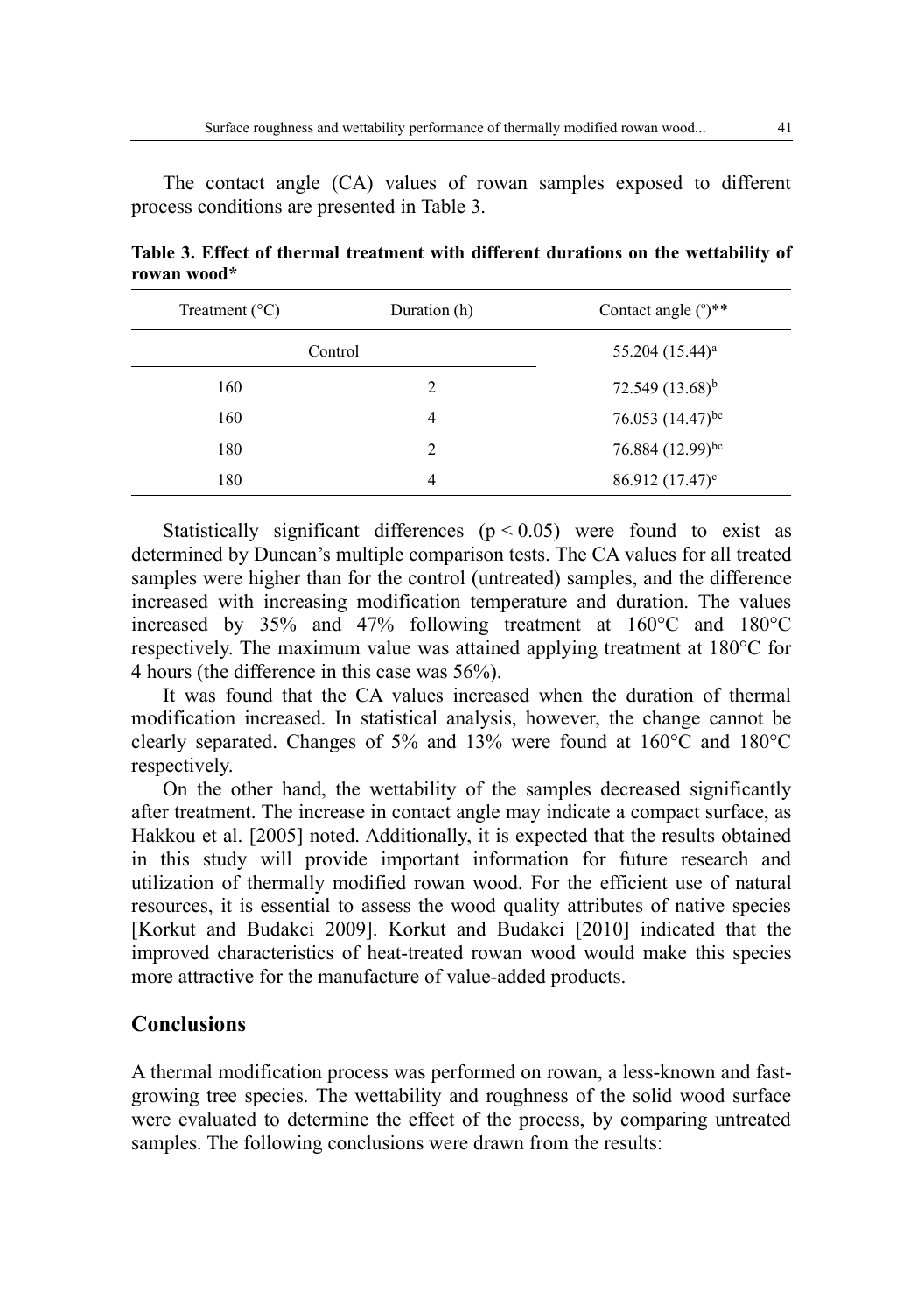The contact angle (CA) values of rowan samples exposed to different process conditions are presented in Table 3.

**Table 3. Effect of thermal treatment with different durations on the wettability of rowan wood***

| Treatment (°C) | Duration (h) | Contact angle (°)** |
|---|---|---|
| Control | | 55.204 (15.44)$^{a}$ |
| 160 | 2 | 72.549 (13.68)$^{b}$ |
| 160 | 4 | 76.053 (14.47)$^{bc}$ |
| 180 | 2 | 76.884 (12.99)$^{bc}$ |
| 180 | 4 | 86.912 (17.47)$^{c}$ |

Statistically significant differences ($p < 0.05$) were found to exist as determined by Duncan's multiple comparison tests. The CA values for all treated samples were higher than for the control (untreated) samples, and the difference increased with increasing modification temperature and duration. The values increased by 35% and 47% following treatment at 160°C and 180°C respectively. The maximum value was attained applying treatment at 180°C for 4 hours (the difference in this case was 56%).

It was found that the CA values increased when the duration of thermal modification increased. In statistical analysis, however, the change cannot be clearly separated. Changes of 5% and 13% were found at 160°C and 180°C respectively.

On the other hand, the wettability of the samples decreased significantly after treatment. The increase in contact angle may indicate a compact surface, as Hakkou et al. [2005] noted. Additionally, it is expected that the results obtained in this study will provide important information for future research and utilization of thermally modified rowan wood. For the efficient use of natural resources, it is essential to assess the wood quality attributes of native species [Korkut and Budakci 2009]. Korkut and Budakci [2010] indicated that the improved characteristics of heat-treated rowan wood would make this species more attractive for the manufacture of value-added products.

## Conclusions

A thermal modification process was performed on rowan, a less-known and fast-growing tree species. The wettability and roughness of the solid wood surface were evaluated to determine the effect of the process, by comparing untreated samples. The following conclusions were drawn from the results: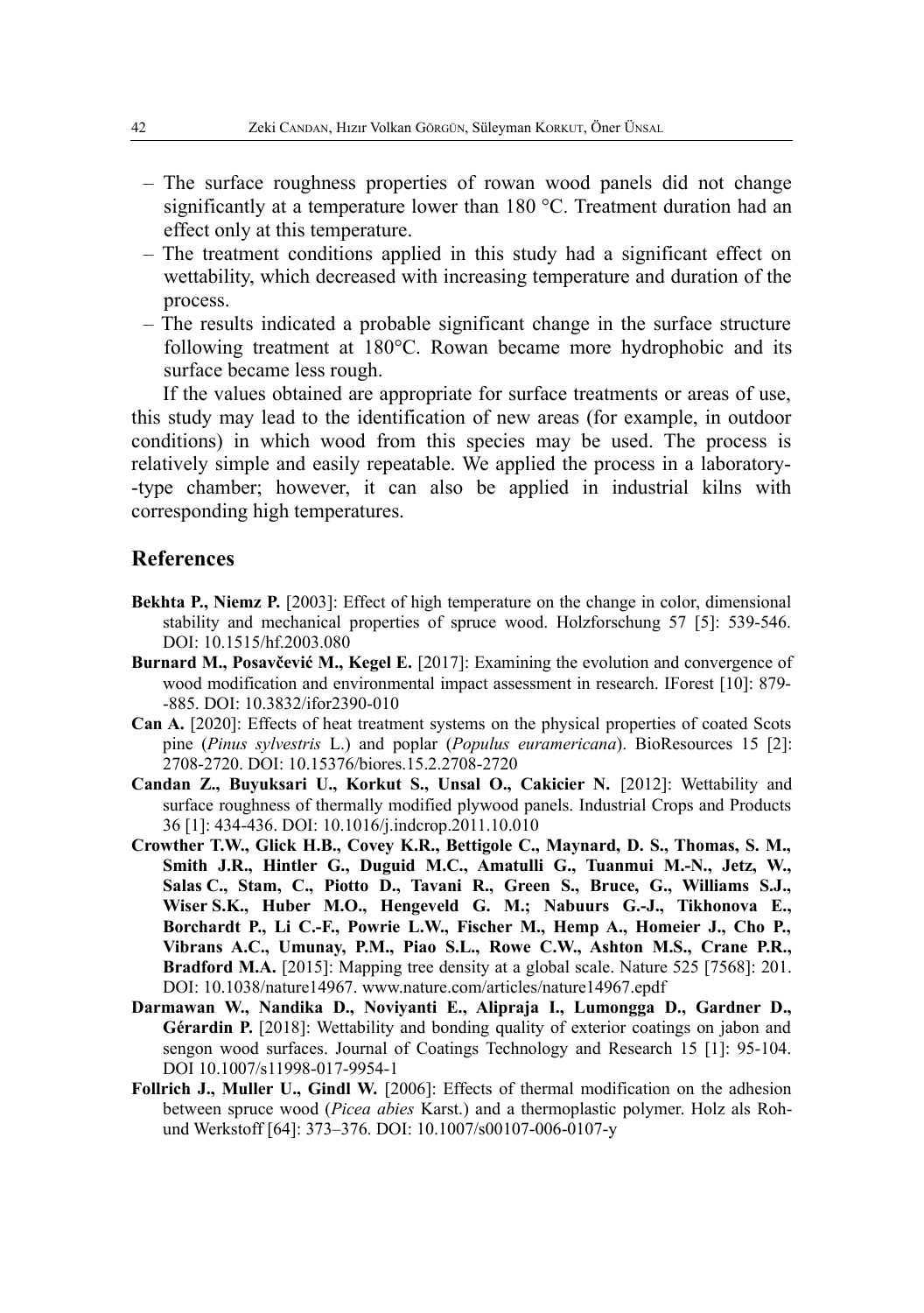- The surface roughness properties of rowan wood panels did not change significantly at a temperature lower than 180 °C. Treatment duration had an effect only at this temperature.
- The treatment conditions applied in this study had a significant effect on wettability, which decreased with increasing temperature and duration of the process.
- The results indicated a probable significant change in the surface structure following treatment at 180°C. Rowan became more hydrophobic and its surface became less rough.

If the values obtained are appropriate for surface treatments or areas of use, this study may lead to the identification of new areas (for example, in outdoor conditions) in which wood from this species may be used. The process is relatively simple and easily repeatable. We applied the process in a laboratory-type chamber; however, it can also be applied in industrial kilns with corresponding high temperatures.

## References

**Bekhta P., Niemz P.** [2003]: Effect of high temperature on the change in color, dimensional stability and mechanical properties of spruce wood. Holzforschung 57 [5]: 539-546. DOI: 10.1515/hf.2003.080

**Burnard M., Posavčević M., Kegel E.** [2017]: Examining the evolution and convergence of wood modification and environmental impact assessment in research. IForest [10]: 879-885. DOI: 10.3832/ifor2390-010

**Can A.** [2020]: Effects of heat treatment systems on the physical properties of coated Scots pine (*Pinus sylvestris* L.) and poplar (*Populus euramericana*). BioResources 15 [2]: 2708-2720. DOI: 10.15376/biores.15.2.2708-2720

**Candan Z., Buyuksari U., Korkut S., Unsal O., Cakicier N.** [2012]: Wettability and surface roughness of thermally modified plywood panels. Industrial Crops and Products 36 [1]: 434-436. DOI: 10.1016/j.indcrop.2011.10.010

**Crowther T.W., Glick H.B., Covey K.R., Bettigole C., Maynard, D. S., Thomas, S. M., Smith J.R., Hintler G., Duguid M.C., Amatulli G., Tuanmui M.-N., Jetz, W., Salas C., Stam, C., Piotto D., Tavani R., Green S., Bruce, G., Williams S.J., Wiser S.K., Huber M.O., Hengeveld G. M.; Nabuurs G.-J., Tikhonova E., Borchardt P., Li C.-F., Powrie L.W., Fischer M., Hemp A., Homeier J., Cho P., Vibrans A.C., Umunay, P.M., Piao S.L., Rowe C.W., Ashton M.S., Crane P.R., Bradford M.A.** [2015]: Mapping tree density at a global scale. Nature 525 [7568]: 201. DOI: 10.1038/nature14967. www.nature.com/articles/nature14967.epdf

**Darmawan W., Nandika D., Noviyanti E., Alipraja I., Lumongga D., Gardner D., Gérardin P.** [2018]: Wettability and bonding quality of exterior coatings on jabon and sengon wood surfaces. Journal of Coatings Technology and Research 15 [1]: 95-104. DOI 10.1007/s11998-017-9954-1

**Follrich J., Muller U., Gindl W.** [2006]: Effects of thermal modification on the adhesion between spruce wood (*Picea abies* Karst.) and a thermoplastic polymer. Holz als Roh- und Werkstoff [64]: 373–376. DOI: 10.1007/s00107-006-0107-y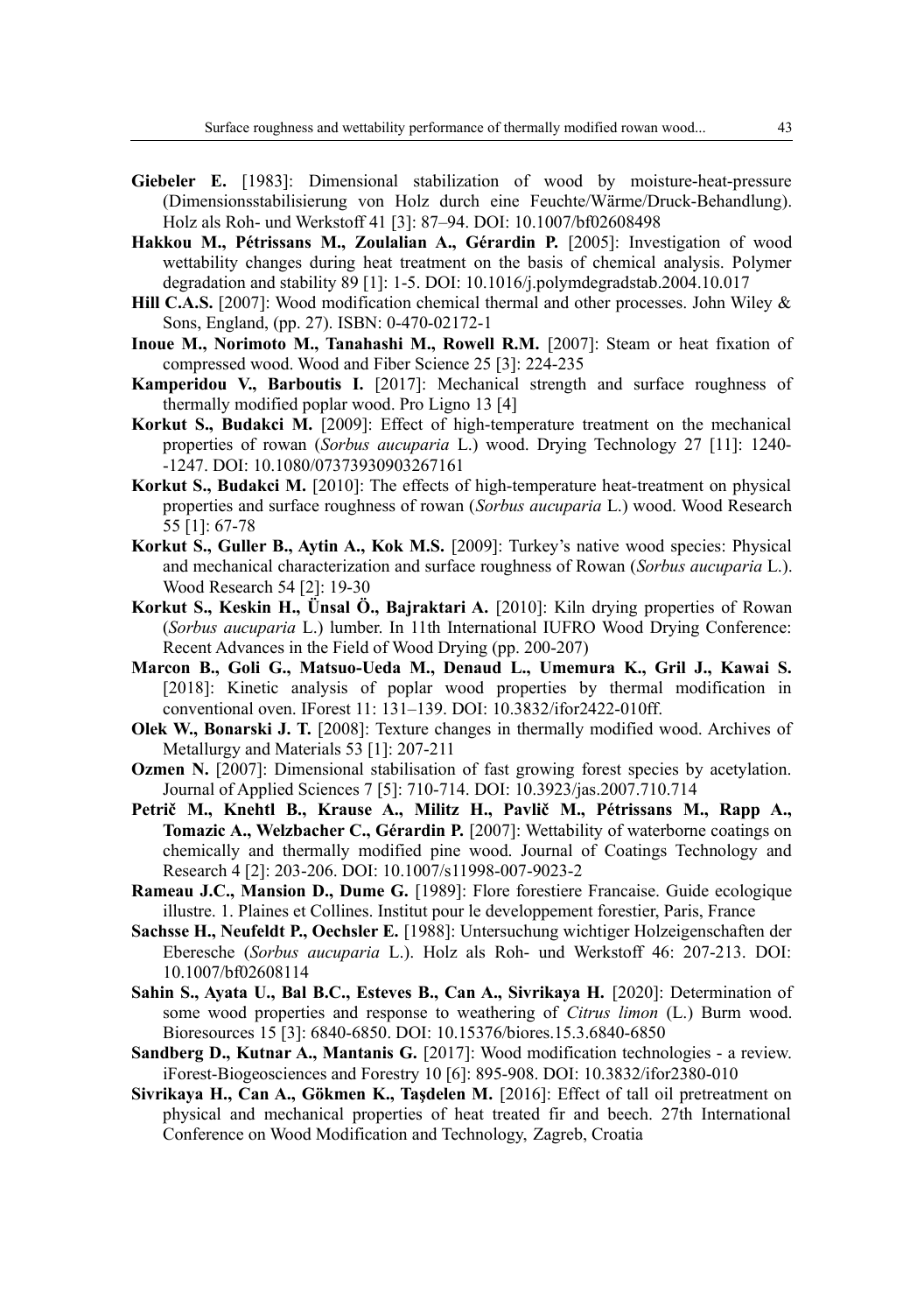**Giebeler E.** [1983]: Dimensional stabilization of wood by moisture-heat-pressure (Dimensionsstabilisierung von Holz durch eine Feuchte/Wärme/Druck-Behandlung). Holz als Roh- und Werkstoff 41 [3]: 87–94. DOI: 10.1007/bf02608498

**Hakkou M., Pétrissans M., Zoulalian A., Gérardin P.** [2005]: Investigation of wood wettability changes during heat treatment on the basis of chemical analysis. Polymer degradation and stability 89 [1]: 1-5. DOI: 10.1016/j.polymdegradstab.2004.10.017

**Hill C.A.S.** [2007]: Wood modification chemical thermal and other processes. John Wiley & Sons, England, (pp. 27). ISBN: 0-470-02172-1

**Inoue M., Norimoto M., Tanahashi M., Rowell R.M.** [2007]: Steam or heat fixation of compressed wood. Wood and Fiber Science 25 [3]: 224-235

**Kamperidou V., Barboutis I.** [2017]: Mechanical strength and surface roughness of thermally modified poplar wood. Pro Ligno 13 [4]

**Korkut S., Budakci M.** [2009]: Effect of high-temperature treatment on the mechanical properties of rowan (*Sorbus aucuparia* L.) wood. Drying Technology 27 [11]: 1240--1247. DOI: 10.1080/07373930903267161

**Korkut S., Budakci M.** [2010]: The effects of high-temperature heat-treatment on physical properties and surface roughness of rowan (*Sorbus aucuparia* L.) wood. Wood Research 55 [1]: 67-78

**Korkut S., Guller B., Aytin A., Kok M.S.** [2009]: Turkey's native wood species: Physical and mechanical characterization and surface roughness of Rowan (*Sorbus aucuparia* L.). Wood Research 54 [2]: 19-30

**Korkut S., Keskin H., Ünsal Ö., Bajraktari A.** [2010]: Kiln drying properties of Rowan (*Sorbus aucuparia* L.) lumber. In 11th International IUFRO Wood Drying Conference: Recent Advances in the Field of Wood Drying (pp. 200-207)

**Marcon B., Goli G., Matsuo-Ueda M., Denaud L., Umemura K., Gril J., Kawai S.** [2018]: Kinetic analysis of poplar wood properties by thermal modification in conventional oven. IForest 11: 131–139. DOI: 10.3832/ifor2422-010ff.

**Olek W., Bonarski J. T.** [2008]: Texture changes in thermally modified wood. Archives of Metallurgy and Materials 53 [1]: 207-211

**Ozmen N.** [2007]: Dimensional stabilisation of fast growing forest species by acetylation. Journal of Applied Sciences 7 [5]: 710-714. DOI: 10.3923/jas.2007.710.714

**Petrič M., Knehtl B., Krause A., Militz H., Pavlič M., Pétrissans M., Rapp A., Tomazic A., Welzbacher C., Gérardin P.** [2007]: Wettability of waterborne coatings on chemically and thermally modified pine wood. Journal of Coatings Technology and Research 4 [2]: 203-206. DOI: 10.1007/s11998-007-9023-2

**Rameau J.C., Mansion D., Dume G.** [1989]: Flore forestiere Francaise. Guide ecologique illustre. 1. Plaines et Collines. Institut pour le developpement forestier, Paris, France

**Sachsse H., Neufeldt P., Oechsler E.** [1988]: Untersuchung wichtiger Holzeigenschaften der Eberesche (*Sorbus aucuparia* L.). Holz als Roh- und Werkstoff 46: 207-213. DOI: 10.1007/bf02608114

**Sahin S., Ayata U., Bal B.C., Esteves B., Can A., Sivrikaya H.** [2020]: Determination of some wood properties and response to weathering of *Citrus limon* (L.) Burm wood. Bioresources 15 [3]: 6840-6850. DOI: 10.15376/biores.15.3.6840-6850

**Sandberg D., Kutnar A., Mantanis G.** [2017]: Wood modification technologies - a review. iForest-Biogeosciences and Forestry 10 [6]: 895-908. DOI: 10.3832/ifor2380-010

**Sivrikaya H., Can A., Gökmen K., Taşdelen M.** [2016]: Effect of tall oil pretreatment on physical and mechanical properties of heat treated fir and beech. 27th International Conference on Wood Modification and Technology, Zagreb, Croatia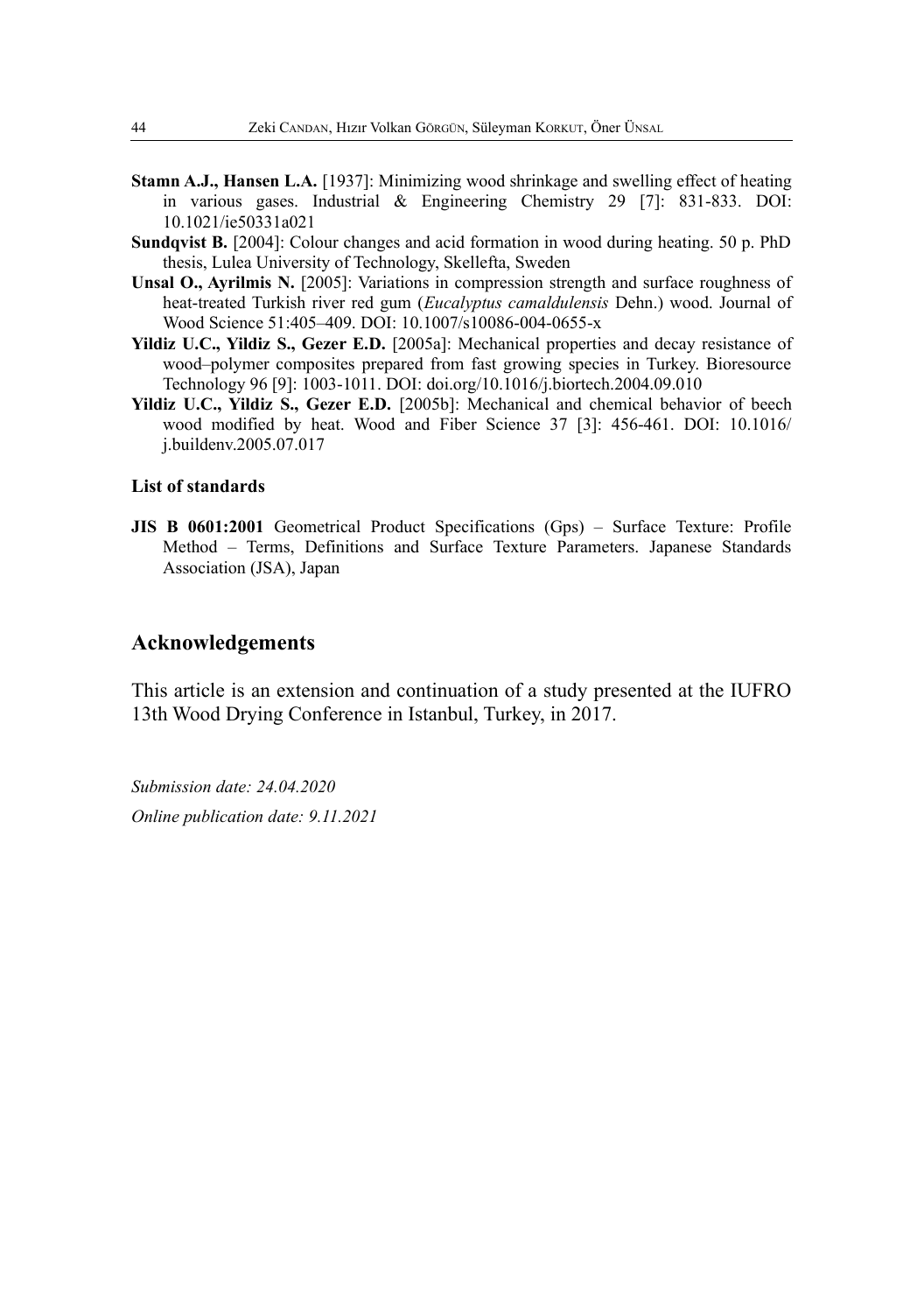**Stamn A.J., Hansen L.A.** [1937]: Minimizing wood shrinkage and swelling effect of heating in various gases. Industrial & Engineering Chemistry 29 [7]: 831-833. DOI: 10.1021/ie50331a021

**Sundqvist B.** [2004]: Colour changes and acid formation in wood during heating. 50 p. PhD thesis, Lulea University of Technology, Skellefta, Sweden

**Unsal O., Ayrilmis N.** [2005]: Variations in compression strength and surface roughness of heat-treated Turkish river red gum (*Eucalyptus camaldulensis* Dehn.) wood. Journal of Wood Science 51:405–409. DOI: 10.1007/s10086-004-0655-x

**Yildiz U.C., Yildiz S., Gezer E.D.** [2005a]: Mechanical properties and decay resistance of wood–polymer composites prepared from fast growing species in Turkey. Bioresource Technology 96 [9]: 1003-1011. DOI: doi.org/10.1016/j.biortech.2004.09.010

**Yildiz U.C., Yildiz S., Gezer E.D.** [2005b]: Mechanical and chemical behavior of beech wood modified by heat. Wood and Fiber Science 37 [3]: 456-461. DOI: 10.1016/j.buildenv.2005.07.017

### List of standards

**JIS B 0601:2001** Geometrical Product Specifications (Gps) – Surface Texture: Profile Method – Terms, Definitions and Surface Texture Parameters. Japanese Standards Association (JSA), Japan

## Acknowledgements

This article is an extension and continuation of a study presented at the IUFRO 13th Wood Drying Conference in Istanbul, Turkey, in 2017.

*Submission date: 24.04.2020*

*Online publication date: 9.11.2021*